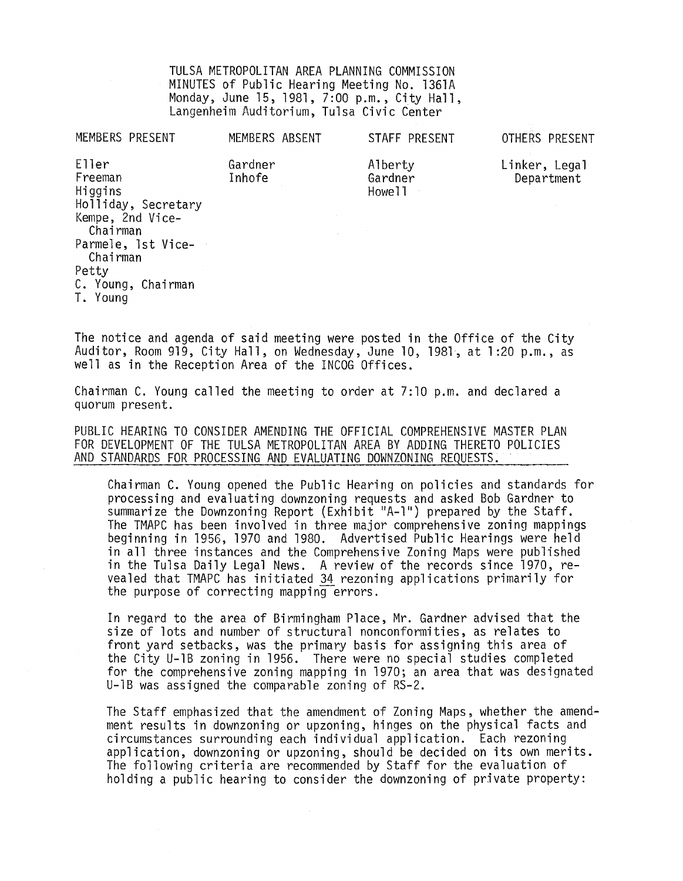TULSA METROPOLITAN AREA PLANNING COMMISSION
MINUTES of Public Hearing Meeting No. 1361A
Monday, June 15, 1981, 7:00 p.m., City Hall,
Langenheim Auditorium, Tulsa Civic Center

| MEMBERS PRESENT | MEMBERS ABSENT | STAFF PRESENT | OTHERS PRESENT |
|---|---|---|---|
| Eller | Gardner | Alberty | Linker, Legal Department |
| Freeman | Inhofe | Gardner | |
| Higgins | | Howell | |
| Holliday, Secretary | | | |
| Kempe, 2nd Vice-Chairman | | | |
| Parmele, 1st Vice-Chairman | | | |
| Petty | | | |
| C. Young, Chairman | | | |
| T. Young | | | |

The notice and agenda of said meeting were posted in the Office of the City Auditor, Room 919, City Hall, on Wednesday, June 10, 1981, at 1:20 p.m., as well as in the Reception Area of the INCOG Offices.

Chairman C. Young called the meeting to order at 7:10 p.m. and declared a quorum present.

PUBLIC HEARING TO CONSIDER AMENDING THE OFFICIAL COMPREHENSIVE MASTER PLAN FOR DEVELOPMENT OF THE TULSA METROPOLITAN AREA BY ADDING THERETO POLICIES AND STANDARDS FOR PROCESSING AND EVALUATING DOWNZONING REQUESTS.

Chairman C. Young opened the Public Hearing on policies and standards for processing and evaluating downzoning requests and asked Bob Gardner to summarize the Downzoning Report (Exhibit "A-1") prepared by the Staff. The TMAPC has been involved in three major comprehensive zoning mappings beginning in 1956, 1970 and 1980. Advertised Public Hearings were held in all three instances and the Comprehensive Zoning Maps were published in the Tulsa Daily Legal News. A review of the records since 1970, revealed that TMAPC has initiated 34 rezoning applications primarily for the purpose of correcting mapping errors.

In regard to the area of Birmingham Place, Mr. Gardner advised that the size of lots and number of structural nonconformities, as relates to front yard setbacks, was the primary basis for assigning this area of the City U-1B zoning in 1956. There were no special studies completed for the comprehensive zoning mapping in 1970; an area that was designated U-1B was assigned the comparable zoning of RS-2.

The Staff emphasized that the amendment of Zoning Maps, whether the amendment results in downzoning or upzoning, hinges on the physical facts and circumstances surrounding each individual application. Each rezoning application, downzoning or upzoning, should be decided on its own merits. The following criteria are recommended by Staff for the evaluation of holding a public hearing to consider the downzoning of private property: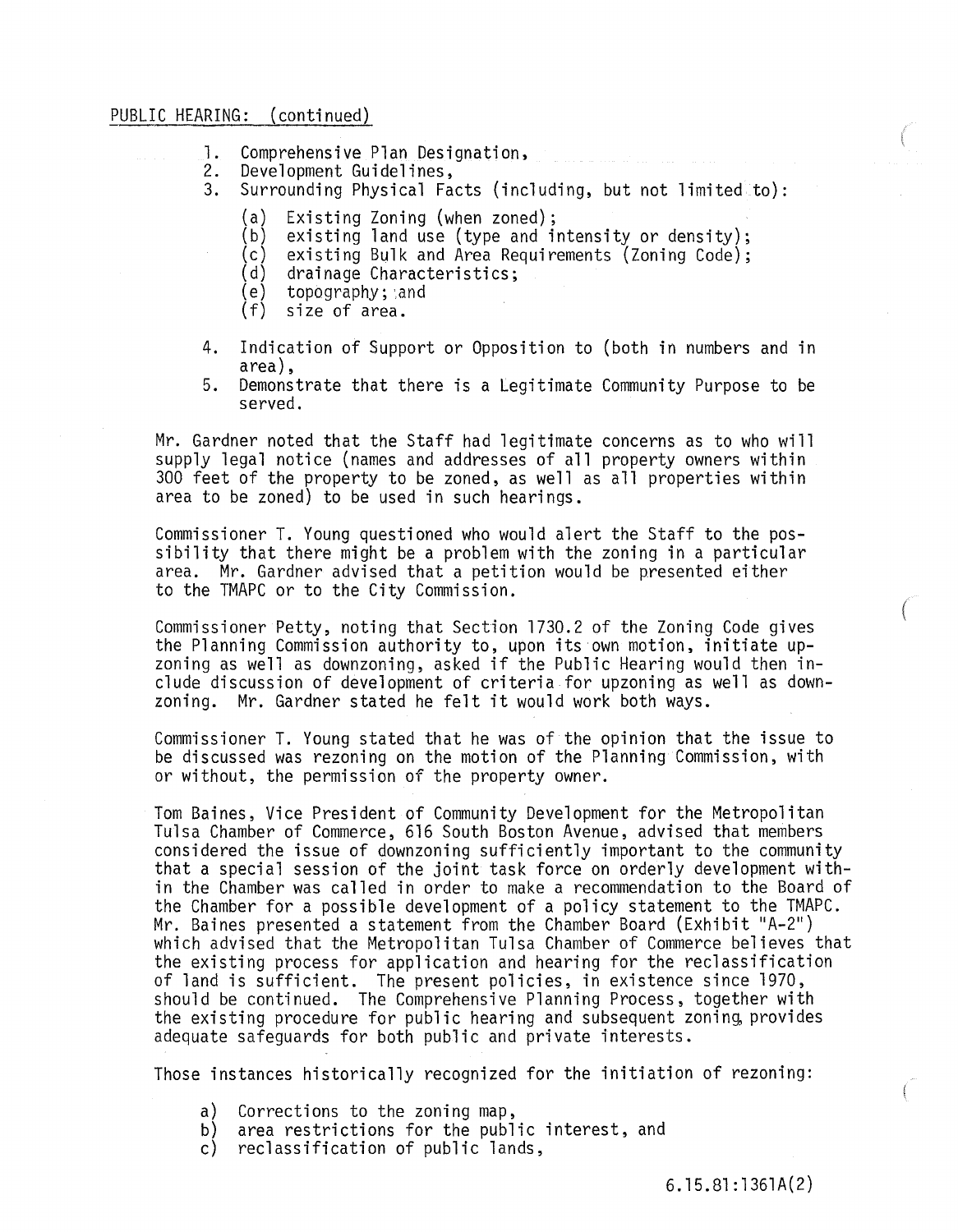PUBLIC HEARING: (continued)

1. Comprehensive Plan Designation,
2. Development Guidelines,
3. Surrounding Physical Facts (including, but not limited to):
   - (a) Existing Zoning (when zoned);
   - (b) existing land use (type and intensity or density);
   - (c) existing Bulk and Area Requirements (Zoning Code);
   - (d) drainage Characteristics;
   - (e) topography; and
   - (f) size of area.
4. Indication of Support or Opposition to (both in numbers and in area),
5. Demonstrate that there is a Legitimate Community Purpose to be served.

Mr. Gardner noted that the Staff had legitimate concerns as to who will supply legal notice (names and addresses of all property owners within 300 feet of the property to be zoned, as well as all properties within area to be zoned) to be used in such hearings.

Commissioner T. Young questioned who would alert the Staff to the possibility that there might be a problem with the zoning in a particular area. Mr. Gardner advised that a petition would be presented either to the TMAPC or to the City Commission.

Commissioner Petty, noting that Section 1730.2 of the Zoning Code gives the Planning Commission authority to, upon its own motion, initiate upzoning as well as downzoning, asked if the Public Hearing would then include discussion of development of criteria for upzoning as well as downzoning. Mr. Gardner stated he felt it would work both ways.

Commissioner T. Young stated that he was of the opinion that the issue to be discussed was rezoning on the motion of the Planning Commission, with or without, the permission of the property owner.

Tom Baines, Vice President of Community Development for the Metropolitan Tulsa Chamber of Commerce, 616 South Boston Avenue, advised that members considered the issue of downzoning sufficiently important to the community that a special session of the joint task force on orderly development within the Chamber was called in order to make a recommendation to the Board of the Chamber for a possible development of a policy statement to the TMAPC. Mr. Baines presented a statement from the Chamber Board (Exhibit "A-2") which advised that the Metropolitan Tulsa Chamber of Commerce believes that the existing process for application and hearing for the reclassification of land is sufficient. The present policies, in existence since 1970, should be continued. The Comprehensive Planning Process, together with the existing procedure for public hearing and subsequent zoning, provides adequate safeguards for both public and private interests.

Those instances historically recognized for the initiation of rezoning:

- a) Corrections to the zoning map,
- b) area restrictions for the public interest, and
- c) reclassification of public lands,

6.15.81:1361A(2)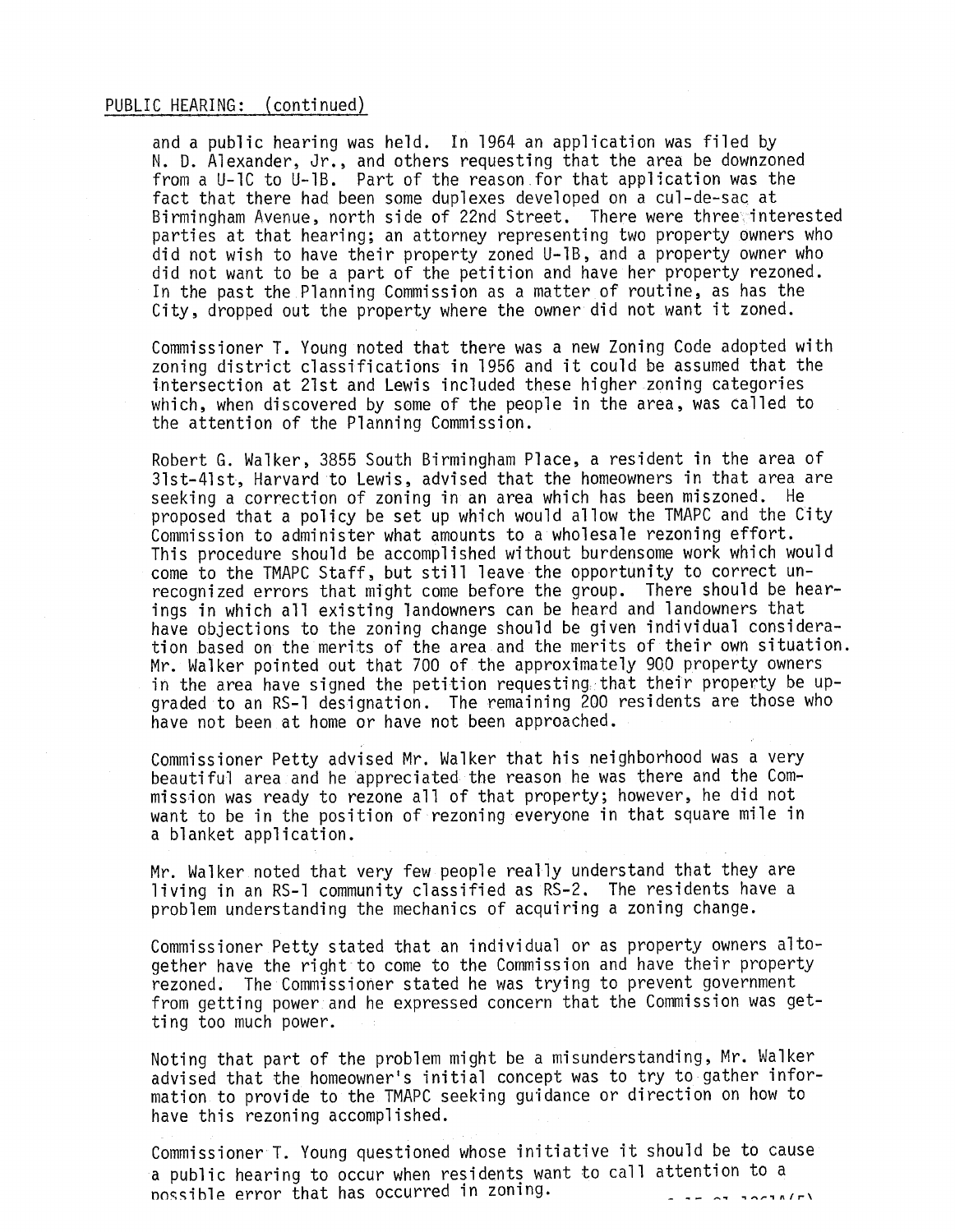PUBLIC HEARING: (continued)

and a public hearing was held. In 1964 an application was filed by N. D. Alexander, Jr., and others requesting that the area be downzoned from a U-1C to U-1B. Part of the reason for that application was the fact that there had been some duplexes developed on a cul-de-sac at Birmingham Avenue, north side of 22nd Street. There were three interested parties at that hearing; an attorney representing two property owners who did not wish to have their property zoned U-1B, and a property owner who did not want to be a part of the petition and have her property rezoned. In the past the Planning Commission as a matter of routine, as has the City, dropped out the property where the owner did not want it zoned.

Commissioner T. Young noted that there was a new Zoning Code adopted with zoning district classifications in 1956 and it could be assumed that the intersection at 21st and Lewis included these higher zoning categories which, when discovered by some of the people in the area, was called to the attention of the Planning Commission.

Robert G. Walker, 3855 South Birmingham Place, a resident in the area of 31st-41st, Harvard to Lewis, advised that the homeowners in that area are seeking a correction of zoning in an area which has been miszoned. He proposed that a policy be set up which would allow the TMAPC and the City Commission to administer what amounts to a wholesale rezoning effort. This procedure should be accomplished without burdensome work which would come to the TMAPC Staff, but still leave the opportunity to correct unrecognized errors that might come before the group. There should be hearings in which all existing landowners can be heard and landowners that have objections to the zoning change should be given individual consideration based on the merits of the area and the merits of their own situation. Mr. Walker pointed out that 700 of the approximately 900 property owners in the area have signed the petition requesting that their property be upgraded to an RS-1 designation. The remaining 200 residents are those who have not been at home or have not been approached.

Commissioner Petty advised Mr. Walker that his neighborhood was a very beautiful area and he appreciated the reason he was there and the Commission was ready to rezone all of that property; however, he did not want to be in the position of rezoning everyone in that square mile in a blanket application.

Mr. Walker noted that very few people really understand that they are living in an RS-1 community classified as RS-2. The residents have a problem understanding the mechanics of acquiring a zoning change.

Commissioner Petty stated that an individual or as property owners altogether have the right to come to the Commission and have their property rezoned. The Commissioner stated he was trying to prevent government from getting power and he expressed concern that the Commission was getting too much power.

Noting that part of the problem might be a misunderstanding, Mr. Walker advised that the homeowner's initial concept was to try to gather information to provide to the TMAPC seeking guidance or direction on how to have this rezoning accomplished.

Commissioner T. Young questioned whose initiative it should be to cause a public hearing to occur when residents want to call attention to a possible error that has occurred in zoning.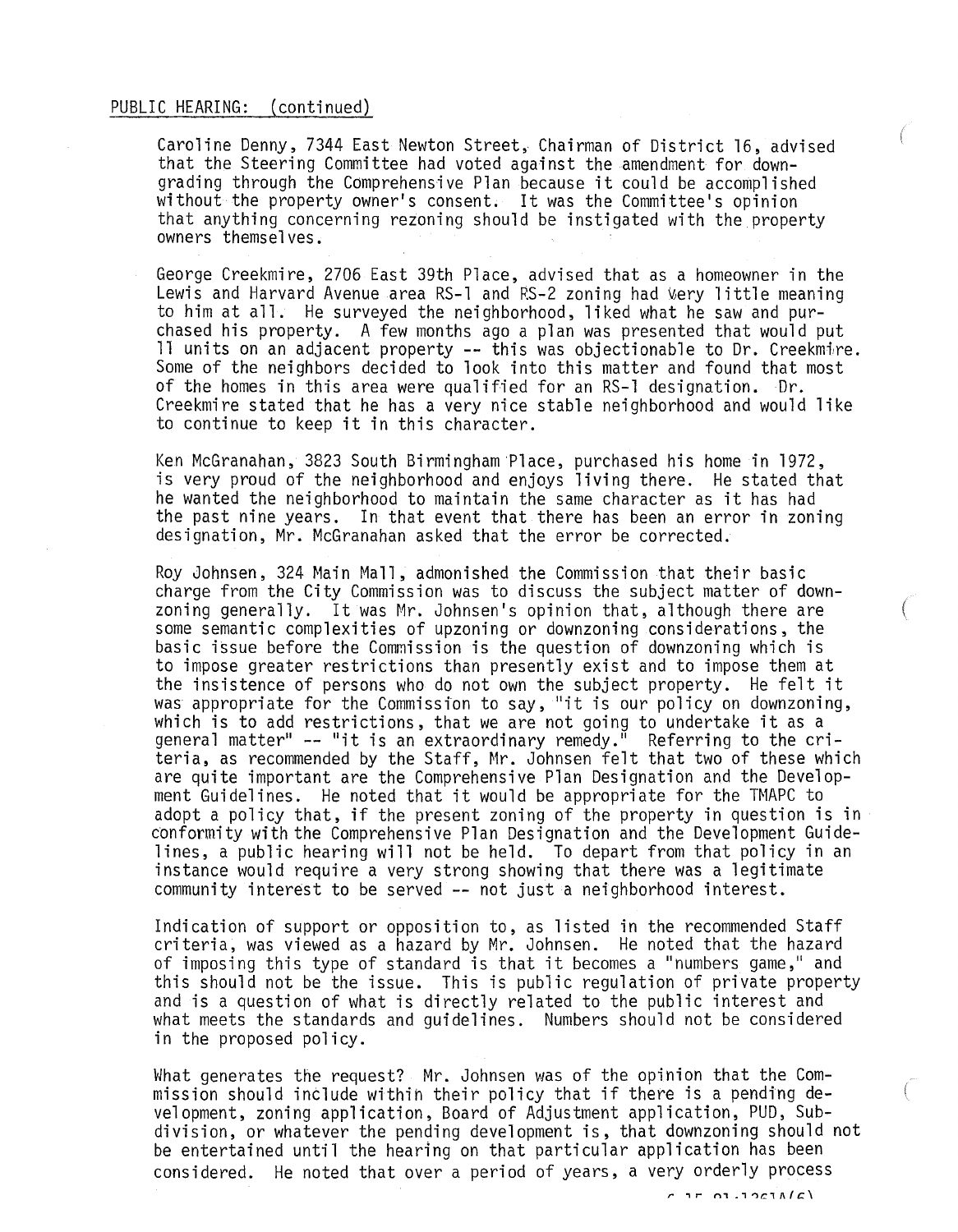PUBLIC HEARING: (continued)

Caroline Denny, 7344 East Newton Street, Chairman of District 16, advised that the Steering Committee had voted against the amendment for downgrading through the Comprehensive Plan because it could be accomplished without the property owner's consent. It was the Committee's opinion that anything concerning rezoning should be instigated with the property owners themselves.

George Creekmire, 2706 East 39th Place, advised that as a homeowner in the Lewis and Harvard Avenue area RS-1 and RS-2 zoning had very little meaning to him at all. He surveyed the neighborhood, liked what he saw and purchased his property. A few months ago a plan was presented that would put 11 units on an adjacent property -- this was objectionable to Dr. Creekmire. Some of the neighbors decided to look into this matter and found that most of the homes in this area were qualified for an RS-1 designation. Dr. Creekmire stated that he has a very nice stable neighborhood and would like to continue to keep it in this character.

Ken McGranahan, 3823 South Birmingham Place, purchased his home in 1972, is very proud of the neighborhood and enjoys living there. He stated that he wanted the neighborhood to maintain the same character as it has had the past nine years. In that event that there has been an error in zoning designation, Mr. McGranahan asked that the error be corrected.

Roy Johnsen, 324 Main Mall, admonished the Commission that their basic charge from the City Commission was to discuss the subject matter of downzoning generally. It was Mr. Johnsen's opinion that, although there are some semantic complexities of upzoning or downzoning considerations, the basic issue before the Commission is the question of downzoning which is to impose greater restrictions than presently exist and to impose them at the insistence of persons who do not own the subject property. He felt it was appropriate for the Commission to say, "it is our policy on downzoning, which is to add restrictions, that we are not going to undertake it as a general matter" -- "it is an extraordinary remedy." Referring to the criteria, as recommended by the Staff, Mr. Johnsen felt that two of these which are quite important are the Comprehensive Plan Designation and the Development Guidelines. He noted that it would be appropriate for the TMAPC to adopt a policy that, if the present zoning of the property in question is in conformity with the Comprehensive Plan Designation and the Development Guidelines, a public hearing will not be held. To depart from that policy in an instance would require a very strong showing that there was a legitimate community interest to be served -- not just a neighborhood interest.

Indication of support or opposition to, as listed in the recommended Staff criteria, was viewed as a hazard by Mr. Johnsen. He noted that the hazard of imposing this type of standard is that it becomes a "numbers game," and this should not be the issue. This is public regulation of private property and is a question of what is directly related to the public interest and what meets the standards and guidelines. Numbers should not be considered in the proposed policy.

What generates the request? Mr. Johnsen was of the opinion that the Commission should include within their policy that if there is a pending development, zoning application, Board of Adjustment application, PUD, Subdivision, or whatever the pending development is, that downzoning should not be entertained until the hearing on that particular application has been considered. He noted that over a period of years, a very orderly process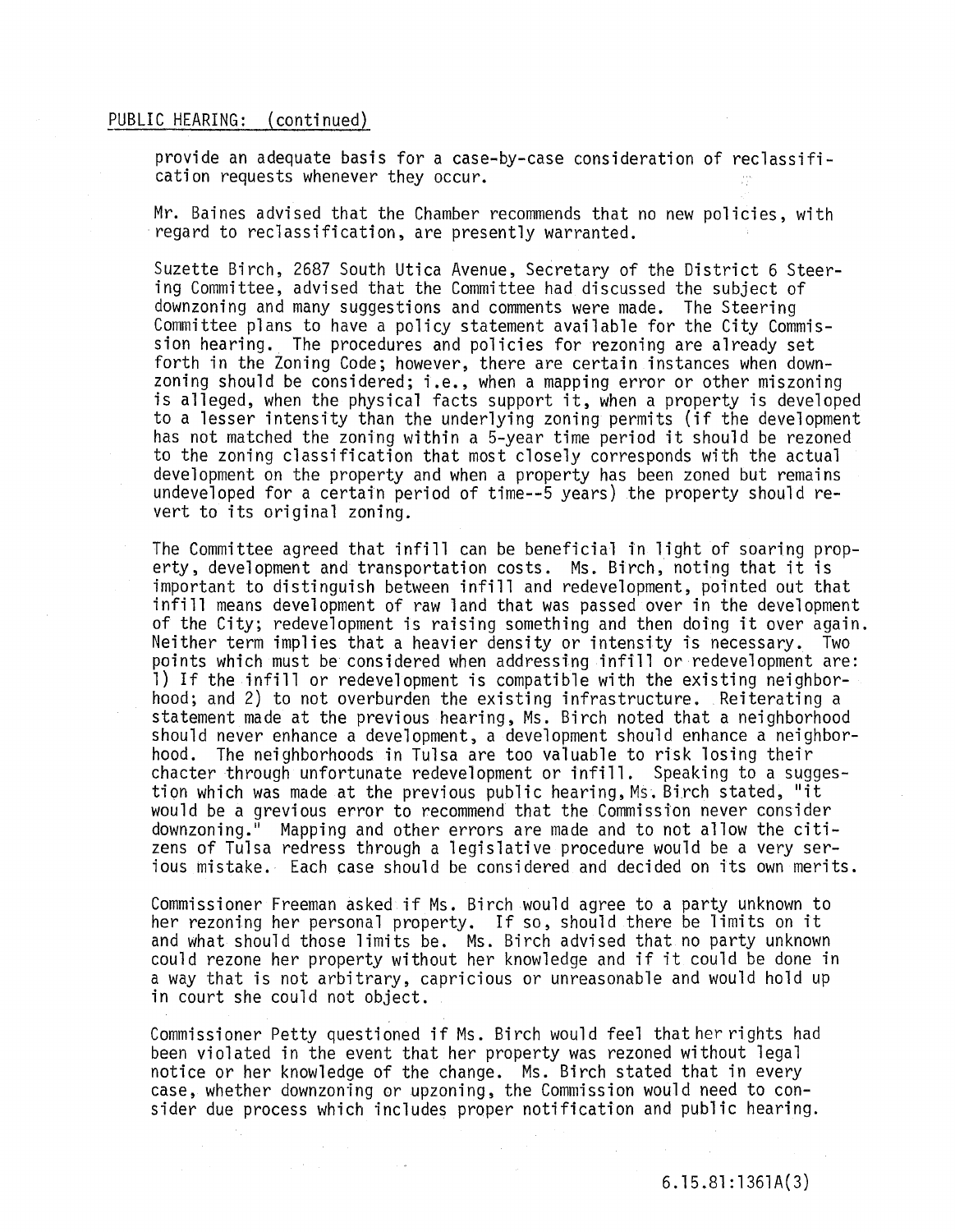PUBLIC HEARING: (continued)

provide an adequate basis for a case-by-case consideration of reclassification requests whenever they occur.

Mr. Baines advised that the Chamber recommends that no new policies, with regard to reclassification, are presently warranted.

Suzette Birch, 2687 South Utica Avenue, Secretary of the District 6 Steering Committee, advised that the Committee had discussed the subject of downzoning and many suggestions and comments were made. The Steering Committee plans to have a policy statement available for the City Commission hearing. The procedures and policies for rezoning are already set forth in the Zoning Code; however, there are certain instances when downzoning should be considered; i.e., when a mapping error or other miszoning is alleged, when the physical facts support it, when a property is developed to a lesser intensity than the underlying zoning permits (if the development has not matched the zoning within a 5-year time period it should be rezoned to the zoning classification that most closely corresponds with the actual development on the property and when a property has been zoned but remains undeveloped for a certain period of time--5 years) the property should revert to its original zoning.

The Committee agreed that infill can be beneficial in light of soaring property, development and transportation costs. Ms. Birch, noting that it is important to distinguish between infill and redevelopment, pointed out that infill means development of raw land that was passed over in the development of the City; redevelopment is raising something and then doing it over again. Neither term implies that a heavier density or intensity is necessary. Two points which must be considered when addressing infill or redevelopment are: 1) If the infill or redevelopment is compatible with the existing neighborhood; and 2) to not overburden the existing infrastructure. Reiterating a statement made at the previous hearing, Ms. Birch noted that a neighborhood should never enhance a development, a development should enhance a neighborhood. The neighborhoods in Tulsa are too valuable to risk losing their chacter through unfortunate redevelopment or infill. Speaking to a suggestion which was made at the previous public hearing, Ms. Birch stated, "it would be a grevious error to recommend that the Commission never consider downzoning." Mapping and other errors are made and to not allow the citizens of Tulsa redress through a legislative procedure would be a very serious mistake. Each case should be considered and decided on its own merits.

Commissioner Freeman asked if Ms. Birch would agree to a party unknown to her rezoning her personal property. If so, should there be limits on it and what should those limits be. Ms. Birch advised that no party unknown could rezone her property without her knowledge and if it could be done in a way that is not arbitrary, capricious or unreasonable and would hold up in court she could not object.

Commissioner Petty questioned if Ms. Birch would feel that her rights had been violated in the event that her property was rezoned without legal notice or her knowledge of the change. Ms. Birch stated that in every case, whether downzoning or upzoning, the Commission would need to consider due process which includes proper notification and public hearing.

6.15.81:1361A(3)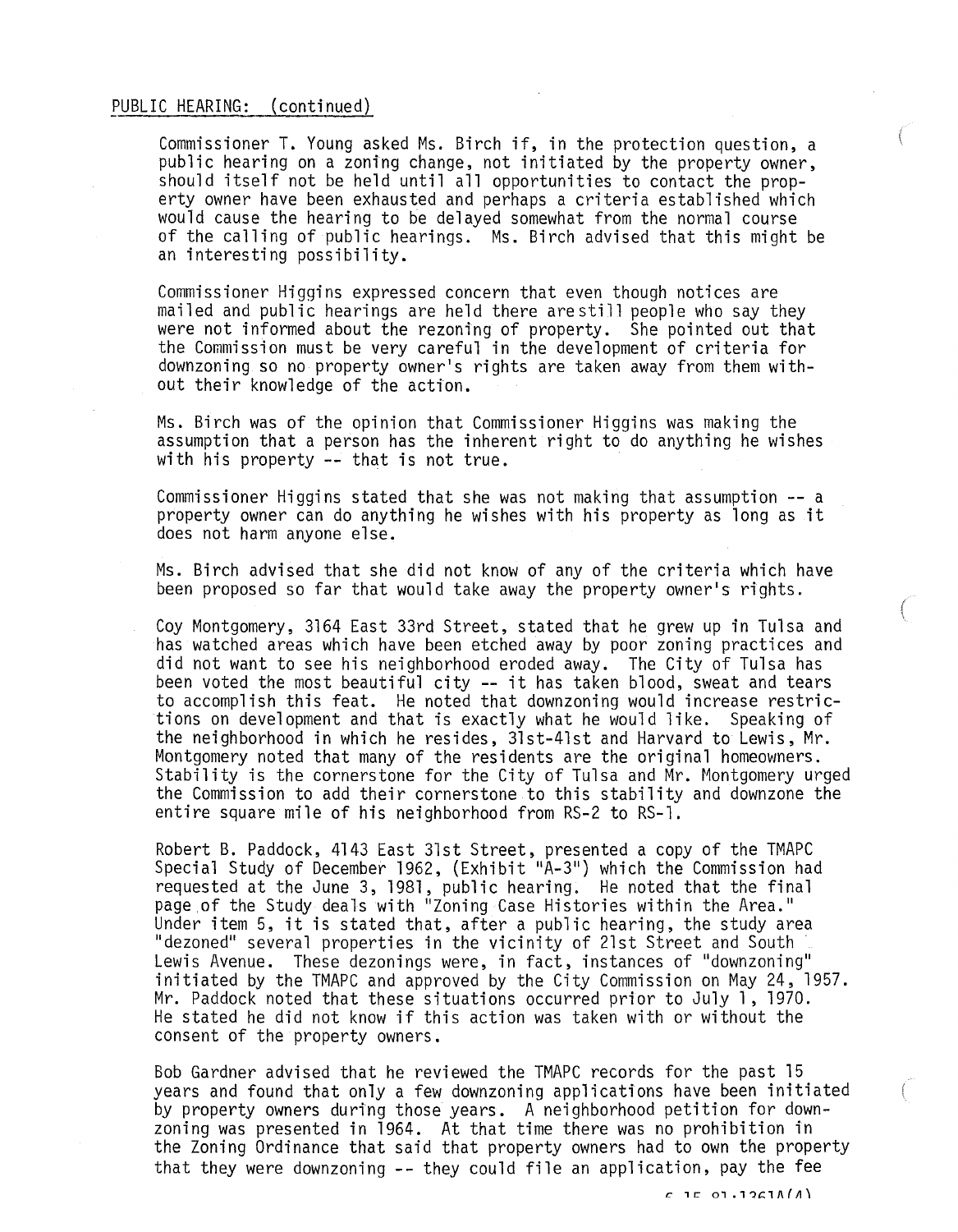PUBLIC HEARING: (continued)

Commissioner T. Young asked Ms. Birch if, in the protection question, a public hearing on a zoning change, not initiated by the property owner, should itself not be held until all opportunities to contact the property owner have been exhausted and perhaps a criteria established which would cause the hearing to be delayed somewhat from the normal course of the calling of public hearings. Ms. Birch advised that this might be an interesting possibility.

Commissioner Higgins expressed concern that even though notices are mailed and public hearings are held there are still people who say they were not informed about the rezoning of property. She pointed out that the Commission must be very careful in the development of criteria for downzoning so no property owner's rights are taken away from them without their knowledge of the action.

Ms. Birch was of the opinion that Commissioner Higgins was making the assumption that a person has the inherent right to do anything he wishes with his property -- that is not true.

Commissioner Higgins stated that she was not making that assumption -- a property owner can do anything he wishes with his property as long as it does not harm anyone else.

Ms. Birch advised that she did not know of any of the criteria which have been proposed so far that would take away the property owner's rights.

Coy Montgomery, 3164 East 33rd Street, stated that he grew up in Tulsa and has watched areas which have been etched away by poor zoning practices and did not want to see his neighborhood eroded away. The City of Tulsa has been voted the most beautiful city -- it has taken blood, sweat and tears to accomplish this feat. He noted that downzoning would increase restrictions on development and that is exactly what he would like. Speaking of the neighborhood in which he resides, 31st-41st and Harvard to Lewis, Mr. Montgomery noted that many of the residents are the original homeowners. Stability is the cornerstone for the City of Tulsa and Mr. Montgomery urged the Commission to add their cornerstone to this stability and downzone the entire square mile of his neighborhood from RS-2 to RS-1.

Robert B. Paddock, 4143 East 31st Street, presented a copy of the TMAPC Special Study of December 1962, (Exhibit "A-3") which the Commission had requested at the June 3, 1981, public hearing. He noted that the final page of the Study deals with "Zoning Case Histories within the Area." Under item 5, it is stated that, after a public hearing, the study area "dezoned" several properties in the vicinity of 21st Street and South Lewis Avenue. These dezonings were, in fact, instances of "downzoning" initiated by the TMAPC and approved by the City Commission on May 24, 1957. Mr. Paddock noted that these situations occurred prior to July 1, 1970. He stated he did not know if this action was taken with or without the consent of the property owners.

Bob Gardner advised that he reviewed the TMAPC records for the past 15 years and found that only a few downzoning applications have been initiated by property owners during those years. A neighborhood petition for downzoning was presented in 1964. At that time there was no prohibition in the Zoning Ordinance that said that property owners had to own the property that they were downzoning -- they could file an application, pay the fee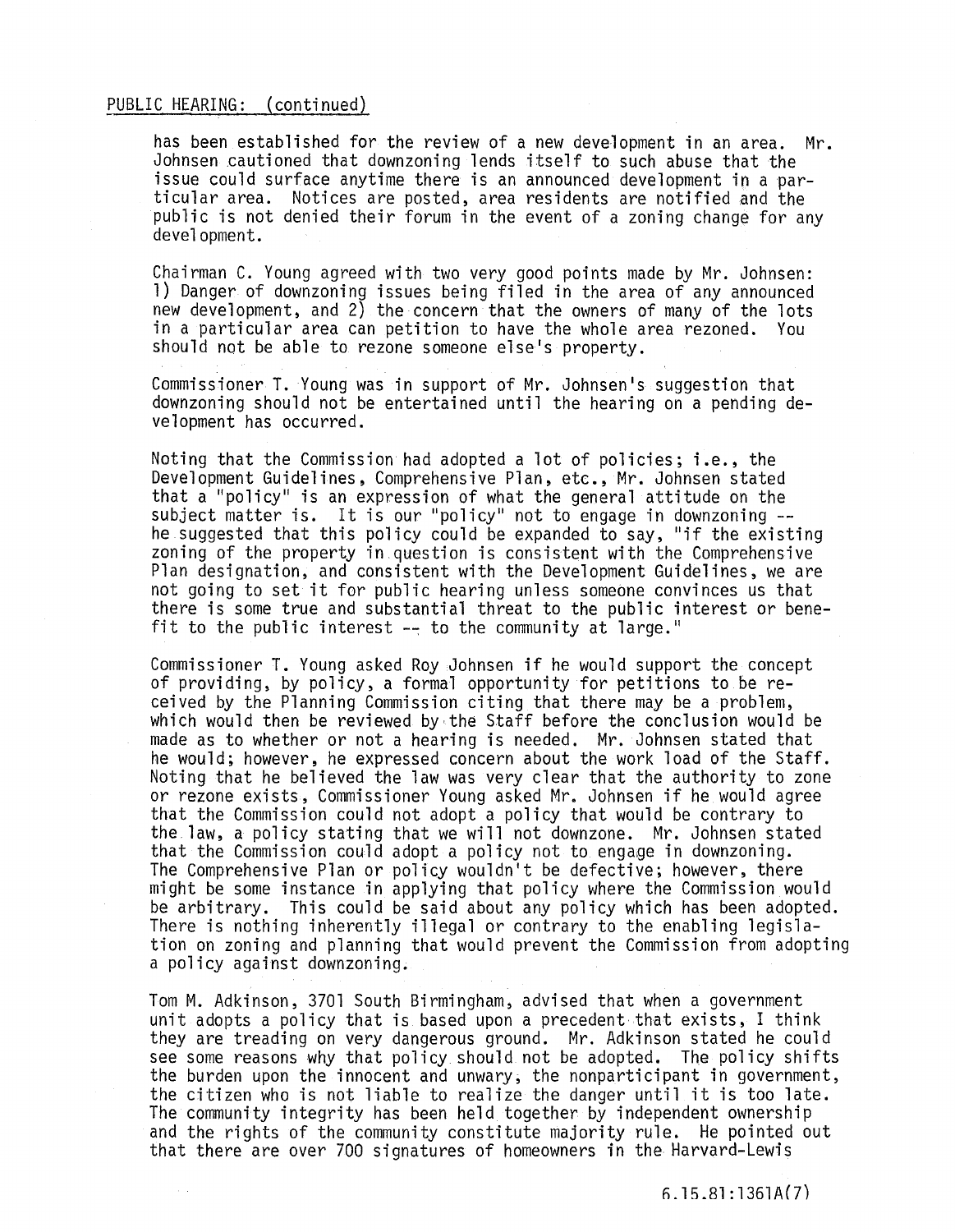PUBLIC HEARING: (continued)

has been established for the review of a new development in an area. Mr. Johnsen cautioned that downzoning lends itself to such abuse that the issue could surface anytime there is an announced development in a particular area. Notices are posted, area residents are notified and the public is not denied their forum in the event of a zoning change for any development.

Chairman C. Young agreed with two very good points made by Mr. Johnsen: 1) Danger of downzoning issues being filed in the area of any announced new development, and 2) the concern that the owners of many of the lots in a particular area can petition to have the whole area rezoned. You should not be able to rezone someone else's property.

Commissioner T. Young was in support of Mr. Johnsen's suggestion that downzoning should not be entertained until the hearing on a pending development has occurred.

Noting that the Commission had adopted a lot of policies; i.e., the Development Guidelines, Comprehensive Plan, etc., Mr. Johnsen stated that a "policy" is an expression of what the general attitude on the subject matter is. It is our "policy" not to engage in downzoning -- he suggested that this policy could be expanded to say, "if the existing zoning of the property in question is consistent with the Comprehensive Plan designation, and consistent with the Development Guidelines, we are not going to set it for public hearing unless someone convinces us that there is some true and substantial threat to the public interest or benefit to the public interest -- to the community at large."

Commissioner T. Young asked Roy Johnsen if he would support the concept of providing, by policy, a formal opportunity for petitions to be received by the Planning Commission citing that there may be a problem, which would then be reviewed by the Staff before the conclusion would be made as to whether or not a hearing is needed. Mr. Johnsen stated that he would; however, he expressed concern about the work load of the Staff. Noting that he believed the law was very clear that the authority to zone or rezone exists, Commissioner Young asked Mr. Johnsen if he would agree that the Commission could not adopt a policy that would be contrary to the law, a policy stating that we will not downzone. Mr. Johnsen stated that the Commission could adopt a policy not to engage in downzoning. The Comprehensive Plan or policy wouldn't be defective; however, there might be some instance in applying that policy where the Commission would be arbitrary. This could be said about any policy which has been adopted. There is nothing inherently illegal or contrary to the enabling legislation on zoning and planning that would prevent the Commission from adopting a policy against downzoning.

Tom M. Adkinson, 3701 South Birmingham, advised that when a government unit adopts a policy that is based upon a precedent that exists, I think they are treading on very dangerous ground. Mr. Adkinson stated he could see some reasons why that policy should not be adopted. The policy shifts the burden upon the innocent and unwary, the nonparticipant in government, the citizen who is not liable to realize the danger until it is too late. The community integrity has been held together by independent ownership and the rights of the community constitute majority rule. He pointed out that there are over 700 signatures of homeowners in the Harvard-Lewis

6.15.81:1361A(7)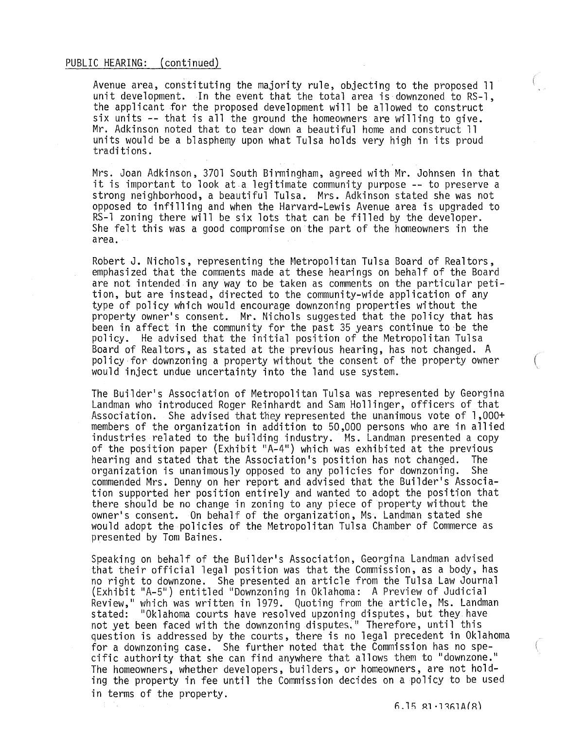PUBLIC HEARING: (continued)

Avenue area, constituting the majority rule, objecting to the proposed 11 unit development. In the event that the total area is downzoned to RS-1, the applicant for the proposed development will be allowed to construct six units -- that is all the ground the homeowners are willing to give. Mr. Adkinson noted that to tear down a beautiful home and construct 11 units would be a blasphemy upon what Tulsa holds very high in its proud traditions.

Mrs. Joan Adkinson, 3701 South Birmingham, agreed with Mr. Johnsen in that it is important to look at a legitimate community purpose -- to preserve a strong neighborhood, a beautiful Tulsa. Mrs. Adkinson stated she was not opposed to infilling and when the Harvard-Lewis Avenue area is upgraded to RS-1 zoning there will be six lots that can be filled by the developer. She felt this was a good compromise on the part of the homeowners in the area.

Robert J. Nichols, representing the Metropolitan Tulsa Board of Realtors, emphasized that the comments made at these hearings on behalf of the Board are not intended in any way to be taken as comments on the particular petition, but are instead, directed to the community-wide application of any type of policy which would encourage downzoning properties without the property owner's consent. Mr. Nichols suggested that the policy that has been in affect in the community for the past 35 years continue to be the policy. He advised that the initial position of the Metropolitan Tulsa Board of Realtors, as stated at the previous hearing, has not changed. A policy for downzoning a property without the consent of the property owner would inject undue uncertainty into the land use system.

The Builder's Association of Metropolitan Tulsa was represented by Georgina Landman who introduced Roger Reinhardt and Sam Hollinger, officers of that Association. She advised that they represented the unanimous vote of 1,000+ members of the organization in addition to 50,000 persons who are in allied industries related to the building industry. Ms. Landman presented a copy of the position paper (Exhibit "A-4") which was exhibited at the previous hearing and stated that the Association's position has not changed. The organization is unanimously opposed to any policies for downzoning. She commended Mrs. Denny on her report and advised that the Builder's Association supported her position entirely and wanted to adopt the position that there should be no change in zoning to any piece of property without the owner's consent. On behalf of the organization, Ms. Landman stated she would adopt the policies of the Metropolitan Tulsa Chamber of Commerce as presented by Tom Baines.

Speaking on behalf of the Builder's Association, Georgina Landman advised that their official legal position was that the Commission, as a body, has no right to downzone. She presented an article from the Tulsa Law Journal (Exhibit "A-5") entitled "Downzoning in Oklahoma: A Preview of Judicial Review," which was written in 1979. Quoting from the article, Ms. Landman stated: "Oklahoma courts have resolved upzoning disputes, but they have not yet been faced with the downzoning disputes." Therefore, until this question is addressed by the courts, there is no legal precedent in Oklahoma for a downzoning case. She further noted that the Commission has no specific authority that she can find anywhere that allows them to "downzone." The homeowners, whether developers, builders, or homeowners, are not holding the property in fee until the Commission decides on a policy to be used in terms of the property.

6.15.81:1361A(8)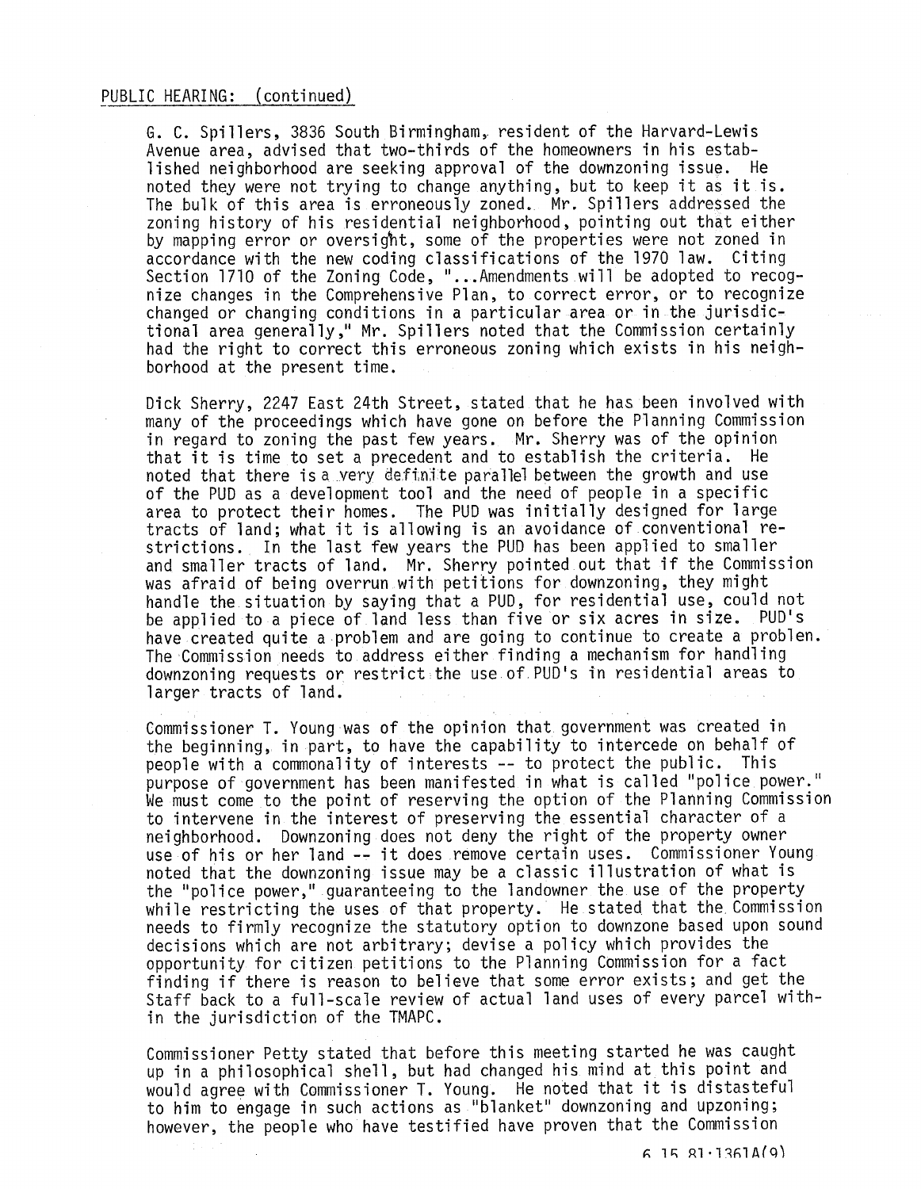PUBLIC HEARING: (continued)

G. C. Spillers, 3836 South Birmingham, resident of the Harvard-Lewis Avenue area, advised that two-thirds of the homeowners in his established neighborhood are seeking approval of the downzoning issue. He noted they were not trying to change anything, but to keep it as it is. The bulk of this area is erroneously zoned. Mr. Spillers addressed the zoning history of his residential neighborhood, pointing out that either by mapping error or oversight, some of the properties were not zoned in accordance with the new coding classifications of the 1970 law. Citing Section 1710 of the Zoning Code, "...Amendments will be adopted to recognize changes in the Comprehensive Plan, to correct error, or to recognize changed or changing conditions in a particular area or in the jurisdictional area generally," Mr. Spillers noted that the Commission certainly had the right to correct this erroneous zoning which exists in his neighborhood at the present time.

Dick Sherry, 2247 East 24th Street, stated that he has been involved with many of the proceedings which have gone on before the Planning Commission in regard to zoning the past few years. Mr. Sherry was of the opinion that it is time to set a precedent and to establish the criteria. He noted that there is a very definite parallel between the growth and use of the PUD as a development tool and the need of people in a specific area to protect their homes. The PUD was initially designed for large tracts of land; what it is allowing is an avoidance of conventional restrictions. In the last few years the PUD has been applied to smaller and smaller tracts of land. Mr. Sherry pointed out that if the Commission was afraid of being overrun with petitions for downzoning, they might handle the situation by saying that a PUD, for residential use, could not be applied to a piece of land less than five or six acres in size. PUD's have created quite a problem and are going to continue to create a problen. The Commission needs to address either finding a mechanism for handling downzoning requests or restrict the use of PUD's in residential areas to larger tracts of land.

Commissioner T. Young was of the opinion that government was created in the beginning, in part, to have the capability to intercede on behalf of people with a commonality of interests -- to protect the public. This purpose of government has been manifested in what is called "police power." We must come to the point of reserving the option of the Planning Commission to intervene in the interest of preserving the essential character of a neighborhood. Downzoning does not deny the right of the property owner use of his or her land -- it does remove certain uses. Commissioner Young noted that the downzoning issue may be a classic illustration of what is the "police power," guaranteeing to the landowner the use of the property while restricting the uses of that property. He stated that the Commission needs to firmly recognize the statutory option to downzone based upon sound decisions which are not arbitrary; devise a policy which provides the opportunity for citizen petitions to the Planning Commission for a fact finding if there is reason to believe that some error exists; and get the Staff back to a full-scale review of actual land uses of every parcel within the jurisdiction of the TMAPC.

Commissioner Petty stated that before this meeting started he was caught up in a philosophical shell, but had changed his mind at this point and would agree with Commissioner T. Young. He noted that it is distasteful to him to engage in such actions as "blanket" downzoning and upzoning; however, the people who have testified have proven that the Commission

6.15.81:1361A(9)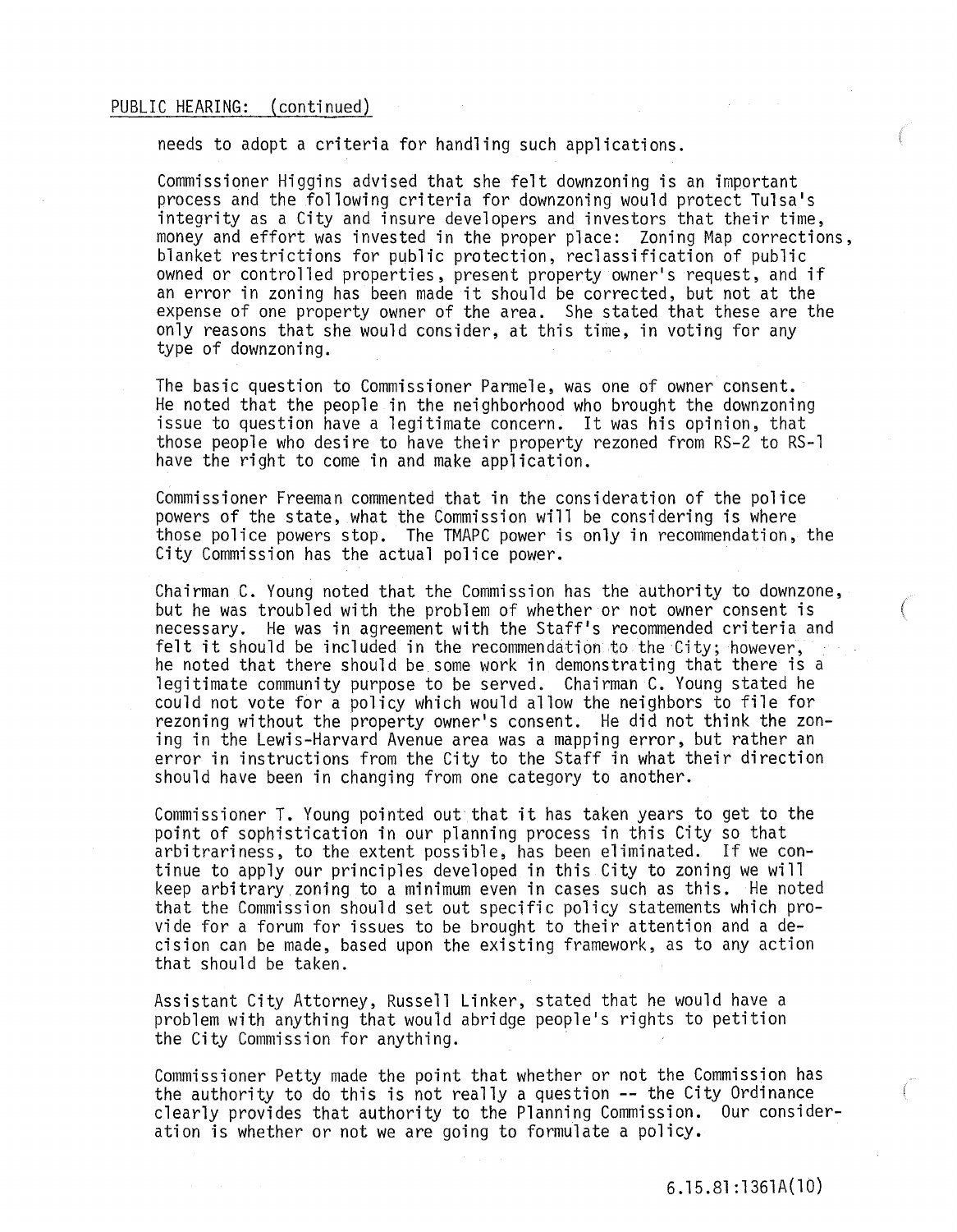PUBLIC HEARING: (continued)

needs to adopt a criteria for handling such applications.

Commissioner Higgins advised that she felt downzoning is an important process and the following criteria for downzoning would protect Tulsa's integrity as a City and insure developers and investors that their time, money and effort was invested in the proper place: Zoning Map corrections, blanket restrictions for public protection, reclassification of public owned or controlled properties, present property owner's request, and if an error in zoning has been made it should be corrected, but not at the expense of one property owner of the area. She stated that these are the only reasons that she would consider, at this time, in voting for any type of downzoning.

The basic question to Commissioner Parmele, was one of owner consent. He noted that the people in the neighborhood who brought the downzoning issue to question have a legitimate concern. It was his opinion, that those people who desire to have their property rezoned from RS-2 to RS-1 have the right to come in and make application.

Commissioner Freeman commented that in the consideration of the police powers of the state, what the Commission will be considering is where those police powers stop. The TMAPC power is only in recommendation, the City Commission has the actual police power.

Chairman C. Young noted that the Commission has the authority to downzone, but he was troubled with the problem of whether or not owner consent is necessary. He was in agreement with the Staff's recommended criteria and felt it should be included in the recommendation to the City; however, he noted that there should be some work in demonstrating that there is a legitimate community purpose to be served. Chairman C. Young stated he could not vote for a policy which would allow the neighbors to file for rezoning without the property owner's consent. He did not think the zoning in the Lewis-Harvard Avenue area was a mapping error, but rather an error in instructions from the City to the Staff in what their direction should have been in changing from one category to another.

Commissioner T. Young pointed out that it has taken years to get to the point of sophistication in our planning process in this City so that arbitrariness, to the extent possible, has been eliminated. If we continue to apply our principles developed in this City to zoning we will keep arbitrary zoning to a minimum even in cases such as this. He noted that the Commission should set out specific policy statements which provide for a forum for issues to be brought to their attention and a decision can be made, based upon the existing framework, as to any action that should be taken.

Assistant City Attorney, Russell Linker, stated that he would have a problem with anything that would abridge people's rights to petition the City Commission for anything.

Commissioner Petty made the point that whether or not the Commission has the authority to do this is not really a question -- the City Ordinance clearly provides that authority to the Planning Commission. Our consideration is whether or not we are going to formulate a policy.

6.15.81:1361A(10)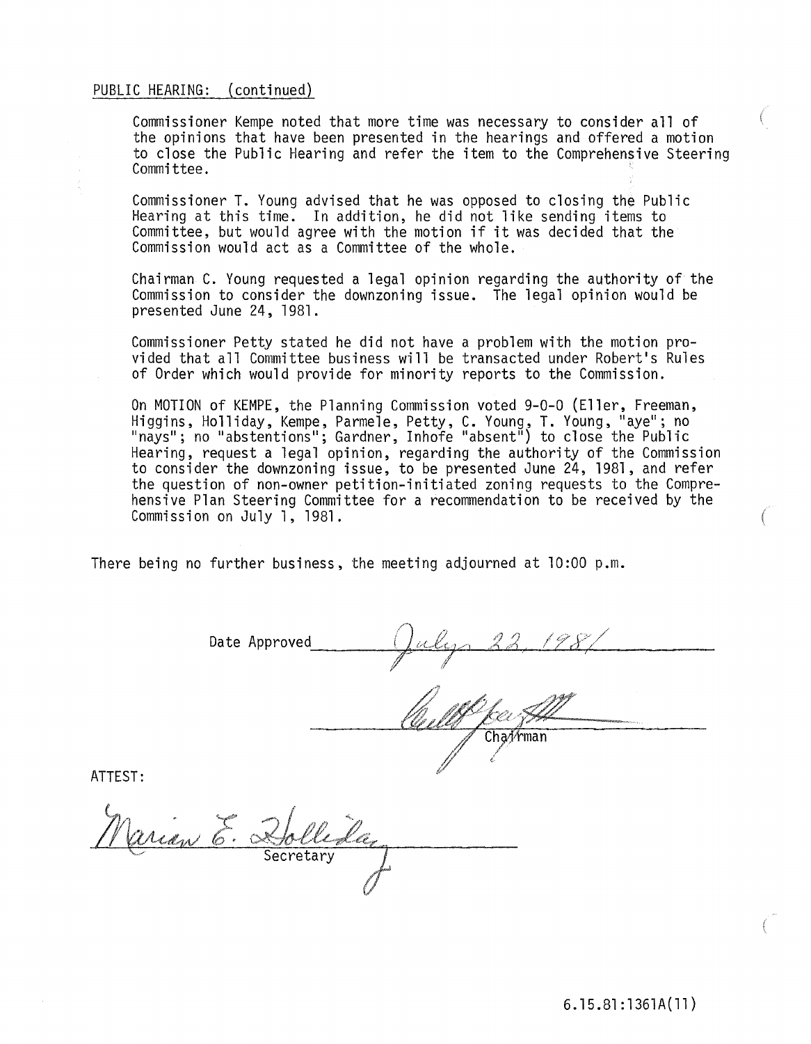PUBLIC HEARING: (continued)

Commissioner Kempe noted that more time was necessary to consider all of the opinions that have been presented in the hearings and offered a motion to close the Public Hearing and refer the item to the Comprehensive Steering Committee.

Commissioner T. Young advised that he was opposed to closing the Public Hearing at this time. In addition, he did not like sending items to Committee, but would agree with the motion if it was decided that the Commission would act as a Committee of the whole.

Chairman C. Young requested a legal opinion regarding the authority of the Commission to consider the downzoning issue. The legal opinion would be presented June 24, 1981.

Commissioner Petty stated he did not have a problem with the motion provided that all Committee business will be transacted under Robert's Rules of Order which would provide for minority reports to the Commission.

On MOTION of KEMPE, the Planning Commission voted 9-0-0 (Eller, Freeman, Higgins, Holliday, Kempe, Parmele, Petty, C. Young, T. Young, "aye"; no "nays"; no "abstentions"; Gardner, Inhofe "absent") to close the Public Hearing, request a legal opinion, regarding the authority of the Commission to consider the downzoning issue, to be presented June 24, 1981, and refer the question of non-owner petition-initiated zoning requests to the Comprehensive Plan Steering Committee for a recommendation to be received by the Commission on July 1, 1981.

There being no further business, the meeting adjourned at 10:00 p.m.

Date Approved July 22, 1981

Chairman

ATTEST:

Marian E. Holliday
Secretary

6.15.81:1361A(11)